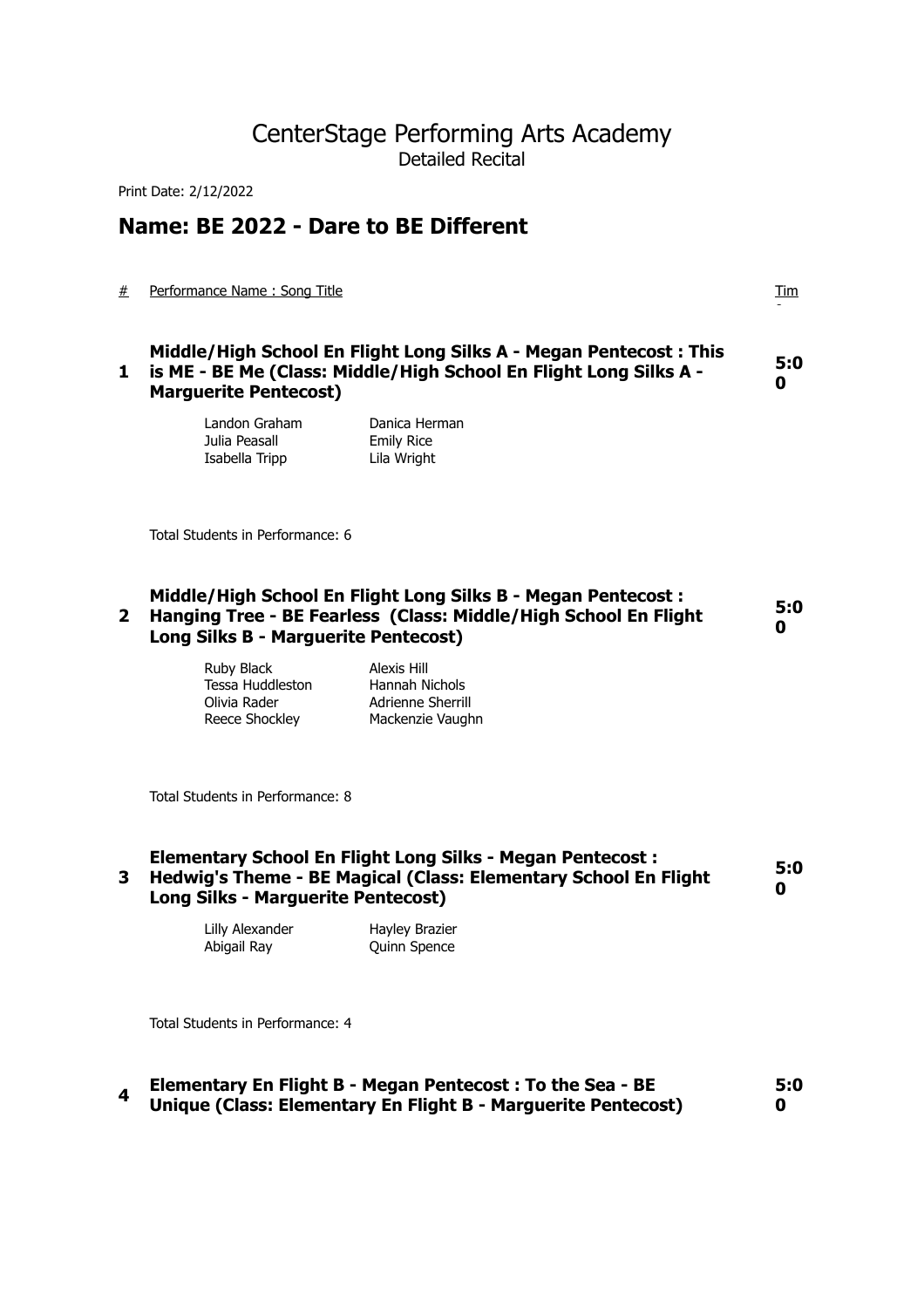# CenterStage Performing Arts Academy

Detailed Recital

Print Date: 2/12/2022

## Name: BE 2022 - Dare to BE Different

| # | Performance Name : Song Title | Time |
|---|---|---|
| 1 | **Middle/High School En Flight Long Silks A - Megan Pentecost : This is ME - BE Me (Class: Middle/High School En Flight Long Silks A - Marguerite Pentecost)** | **5:00** |

Landon Graham
Danica Herman
Julia Peasall
Emily Rice
Isabella Tripp
Lila Wright

Total Students in Performance: 6

| # | Performance Name : Song Title | Time |
|---|---|---|
| 2 | **Middle/High School En Flight Long Silks B - Megan Pentecost : Hanging Tree - BE Fearless (Class: Middle/High School En Flight Long Silks B - Marguerite Pentecost)** | **5:00** |

Ruby Black
Alexis Hill
Tessa Huddleston
Hannah Nichols
Olivia Rader
Adrienne Sherrill
Reece Shockley
Mackenzie Vaughn

Total Students in Performance: 8

| # | Performance Name : Song Title | Time |
|---|---|---|
| 3 | **Elementary School En Flight Long Silks - Megan Pentecost : Hedwig's Theme - BE Magical (Class: Elementary School En Flight Long Silks - Marguerite Pentecost)** | **5:00** |

Lilly Alexander
Hayley Brazier
Abigail Ray
Quinn Spence

Total Students in Performance: 4

| # | Performance Name : Song Title | Time |
|---|---|---|
| 4 | **Elementary En Flight B - Megan Pentecost : To the Sea - BE Unique (Class: Elementary En Flight B - Marguerite Pentecost)** | **5:00** |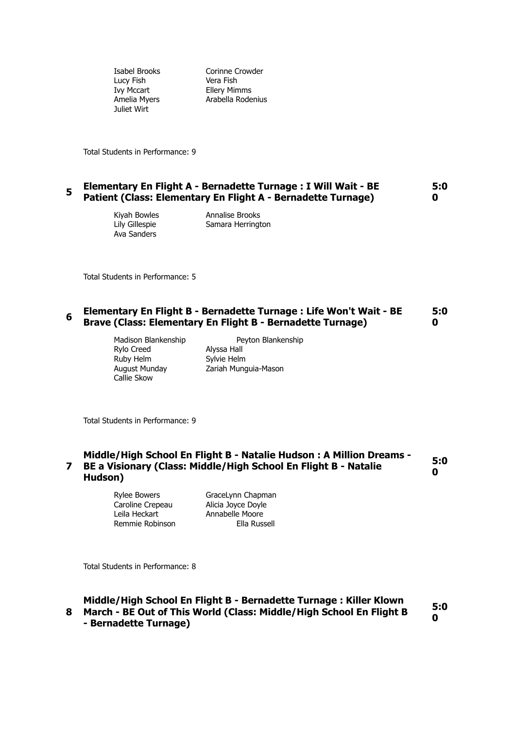Isabel Brooks
Corinne Crowder
Lucy Fish
Vera Fish
Ivy Mccart
Ellery Mimms
Amelia Myers
Arabella Rodenius
Juliet Wirt

Total Students in Performance: 9

### 5 Elementary En Flight A - Bernadette Turnage : I Will Wait - BE Patient (Class: Elementary En Flight A - Bernadette Turnage) 5:00

Kiyah Bowles
Annalise Brooks
Lily Gillespie
Samara Herrington
Ava Sanders

Total Students in Performance: 5

### 6 Elementary En Flight B - Bernadette Turnage : Life Won't Wait - BE Brave (Class: Elementary En Flight B - Bernadette Turnage) 5:00

Madison Blankenship
Peyton Blankenship
Rylo Creed
Alyssa Hall
Ruby Helm
Sylvie Helm
August Munday
Zariah Munguia-Mason
Callie Skow

Total Students in Performance: 9

### 7 Middle/High School En Flight B - Natalie Hudson : A Million Dreams - BE a Visionary (Class: Middle/High School En Flight B - Natalie Hudson) 5:00

Rylee Bowers
GraceLynn Chapman
Caroline Crepeau
Alicia Joyce Doyle
Leila Heckart
Annabelle Moore
Remmie Robinson
Ella Russell

Total Students in Performance: 8

### 8 Middle/High School En Flight B - Bernadette Turnage : Killer Klown March - BE Out of This World (Class: Middle/High School En Flight B - Bernadette Turnage) 5:00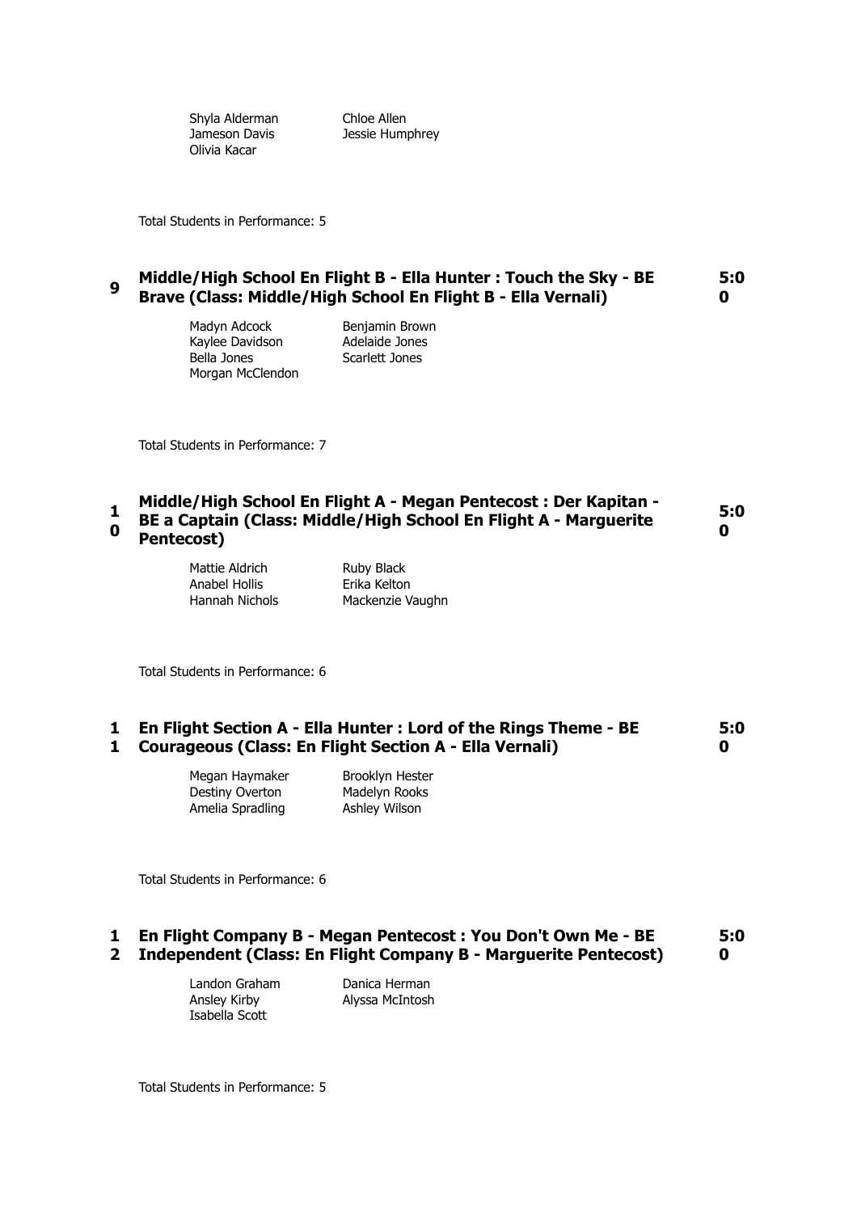Shyla Alderman
Chloe Allen
Jameson Davis
Jessie Humphrey
Olivia Kacar

Total Students in Performance: 5

### 9 Middle/High School En Flight B - Ella Hunter : Touch the Sky - BE Brave (Class: Middle/High School En Flight B - Ella Vernali) 5:00

Madyn Adcock
Benjamin Brown
Kaylee Davidson
Adelaide Jones
Bella Jones
Scarlett Jones
Morgan McClendon

Total Students in Performance: 7

### 10 Middle/High School En Flight A - Megan Pentecost : Der Kapitan - BE a Captain (Class: Middle/High School En Flight A - Marguerite Pentecost) 5:00

Mattie Aldrich
Ruby Black
Anabel Hollis
Erika Kelton
Hannah Nichols
Mackenzie Vaughn

Total Students in Performance: 6

### 11 En Flight Section A - Ella Hunter : Lord of the Rings Theme - BE Courageous (Class: En Flight Section A - Ella Vernali) 5:00

Megan Haymaker
Brooklyn Hester
Destiny Overton
Madelyn Rooks
Amelia Spradling
Ashley Wilson

Total Students in Performance: 6

### 12 En Flight Company B - Megan Pentecost : You Don't Own Me - BE Independent (Class: En Flight Company B - Marguerite Pentecost) 5:00

Landon Graham
Danica Herman
Ansley Kirby
Alyssa McIntosh
Isabella Scott

Total Students in Performance: 5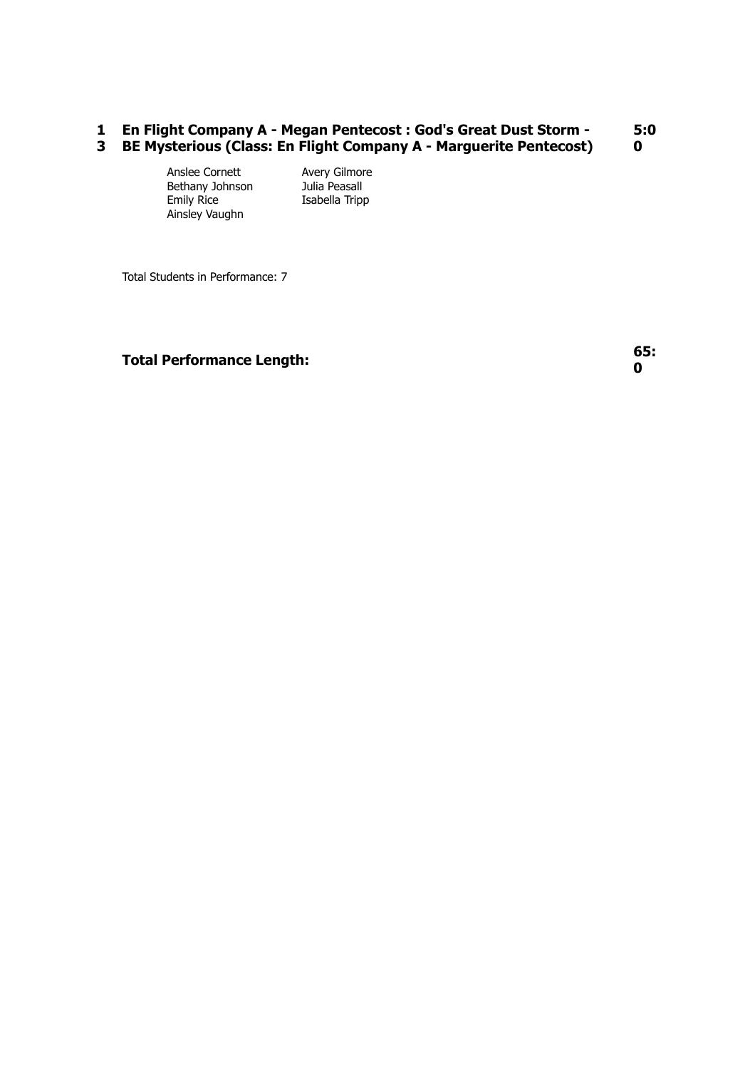**13 En Flight Company A - Megan Pentecost : God's Great Dust Storm - BE Mysterious (Class: En Flight Company A - Marguerite Pentecost) 5:00**

| | |
|---|---|
| Anslee Cornett | Avery Gilmore |
| Bethany Johnson | Julia Peasall |
| Emily Rice | Isabella Tripp |
| Ainsley Vaughn | |

Total Students in Performance: 7

**Total Performance Length: 65:0**